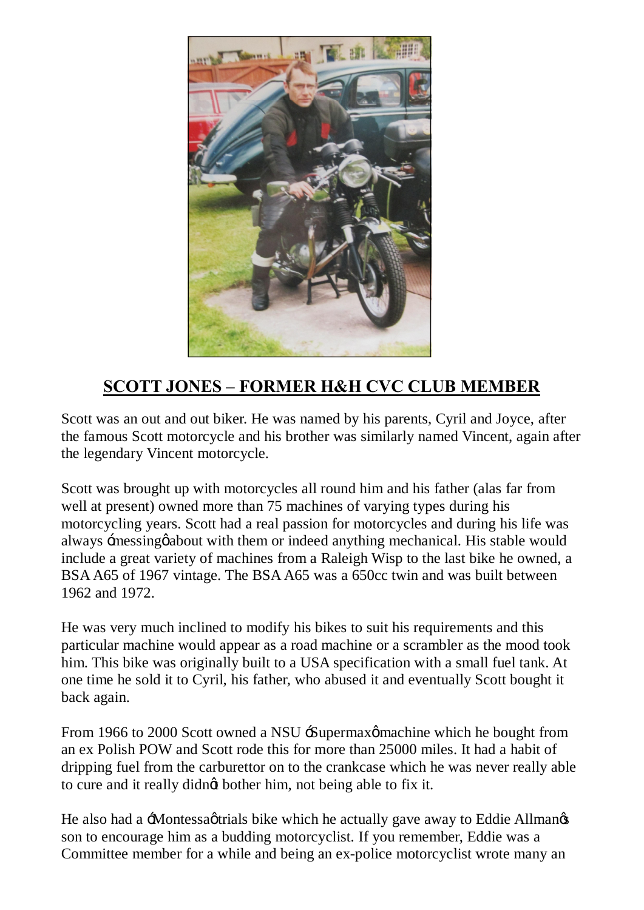## SCOTT JONES – FORMER H&H CVC CLUB MEMBER

Scott was an out and out biker. He was named by his parents, Cyril and Joyce, after the famous Scott motorcycle and his brother was similarly named Vincent, again after the legendary Vincent motorcycle.

Scott was brought up with motorcycles all round him and his father (alas far from well at present) owned more than 75 machines of varying types during his motorcycling years. Scott had a real passion for motorcycles and during his life was always 'messing' about with them or indeed anything mechanical. His stable would include a great variety of machines from a Raleigh Wisp to the last bike he owned, a BSA A65 of 1967 vintage. The BSA A65 was a 650cc twin and was built between 1962 and 1972.

He was very much inclined to modify his bikes to suit his requirements and this particular machine would appear as a road machine or a scrambler as the mood took him. This bike was originally built to a USA specification with a small fuel tank. At one time he sold it to Cyril, his father, who abused it and eventually Scott bought it back again.

From 1966 to 2000 Scott owned a NSU 'Supermax' machine which he bought from an ex Polish POW and Scott rode this for more than 25000 miles. It had a habit of dripping fuel from the carburettor on to the crankcase which he was never really able to cure and it really didn't bother him, not being able to fix it.

He also had a 'Montessa' trials bike which he actually gave away to Eddie Allman's son to encourage him as a budding motorcyclist. If you remember, Eddie was a Committee member for a while and being an ex-police motorcyclist wrote many an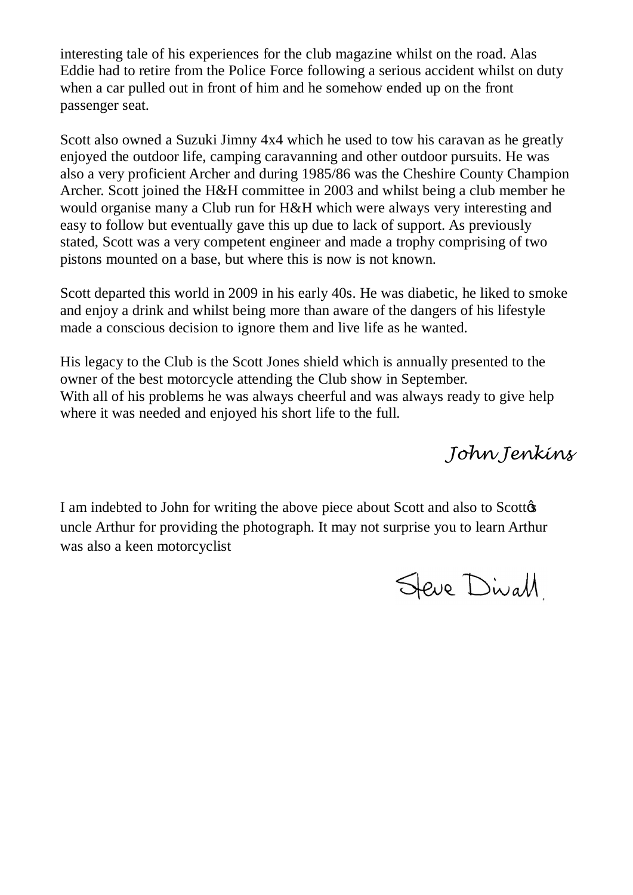interesting tale of his experiences for the club magazine whilst on the road. Alas Eddie had to retire from the Police Force following a serious accident whilst on duty when a car pulled out in front of him and he somehow ended up on the front passenger seat.

Scott also owned a Suzuki Jimny 4x4 which he used to tow his caravan as he greatly enjoyed the outdoor life, camping caravanning and other outdoor pursuits. He was also a very proficient Archer and during 1985/86 was the Cheshire County Champion Archer. Scott joined the H&H committee in 2003 and whilst being a club member he would organise many a Club run for H&H which were always very interesting and easy to follow but eventually gave this up due to lack of support. As previously stated, Scott was a very competent engineer and made a trophy comprising of two pistons mounted on a base, but where this is now is not known.

Scott departed this world in 2009 in his early 40s. He was diabetic, he liked to smoke and enjoy a drink and whilst being more than aware of the dangers of his lifestyle made a conscious decision to ignore them and live life as he wanted.

His legacy to the Club is the Scott Jones shield which is annually presented to the owner of the best motorcycle attending the Club show in September.
With all of his problems he was always cheerful and was always ready to give help where it was needed and enjoyed his short life to the full.

*John Jenkins*

I am indebted to John for writing the above piece about Scott and also to Scott's uncle Arthur for providing the photograph. It may not surprise you to learn Arthur was also a keen motorcyclist

Steve Divall.